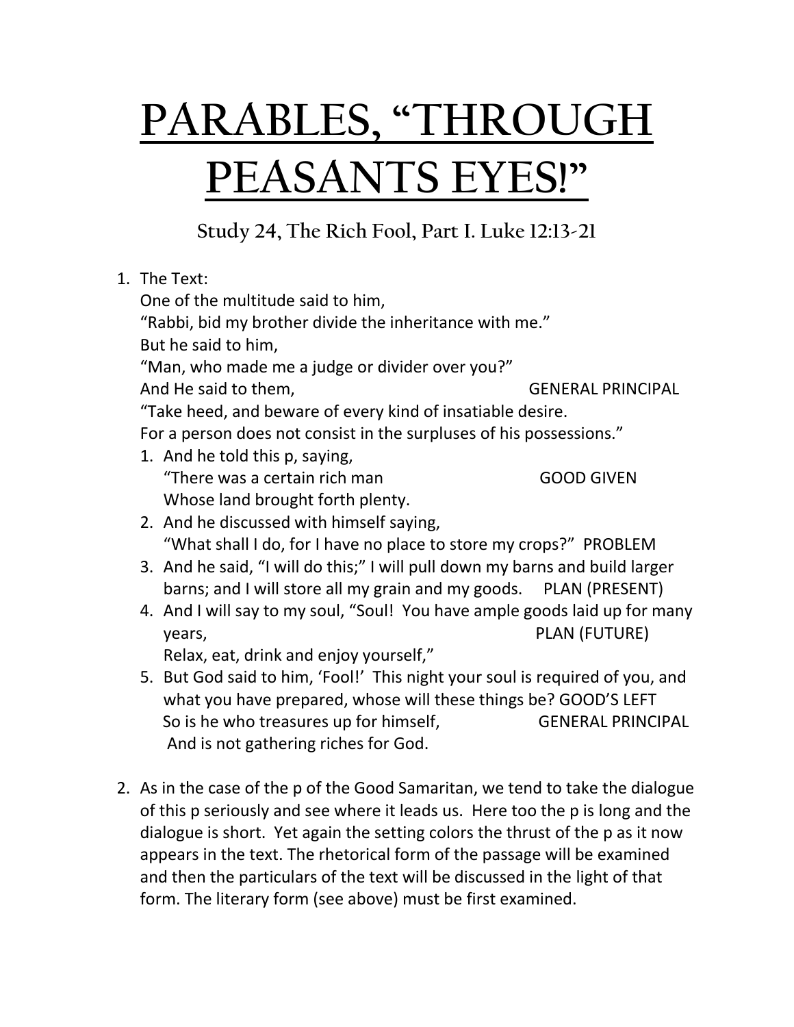# PARABLES, "THROUGH PEASANTS EYES!"

### Study 24, The Rich Fool, Part I. Luke 12:13-21

1. The Text:
   One of the multitude said to him,
   "Rabbi, bid my brother divide the inheritance with me."
   But he said to him,
   "Man, who made me a judge or divider over you?"
   And He said to them, GENERAL PRINCIPAL
   "Take heed, and beware of every kind of insatiable desire.
   For a person does not consist in the surpluses of his possessions."
   1. And he told this p, saying,
      "There was a certain rich man GOOD GIVEN
      Whose land brought forth plenty.
   2. And he discussed with himself saying,
      "What shall I do, for I have no place to store my crops?" PROBLEM
   3. And he said, "I will do this;" I will pull down my barns and build larger barns; and I will store all my grain and my goods. PLAN (PRESENT)
   4. And I will say to my soul, "Soul! You have ample goods laid up for many years, PLAN (FUTURE)
      Relax, eat, drink and enjoy yourself,"
   5. But God said to him, 'Fool!' This night your soul is required of you, and what you have prepared, whose will these things be? GOOD'S LEFT
      So is he who treasures up for himself, GENERAL PRINCIPAL
      And is not gathering riches for God.

2. As in the case of the p of the Good Samaritan, we tend to take the dialogue of this p seriously and see where it leads us. Here too the p is long and the dialogue is short. Yet again the setting colors the thrust of the p as it now appears in the text. The rhetorical form of the passage will be examined and then the particulars of the text will be discussed in the light of that form. The literary form (see above) must be first examined.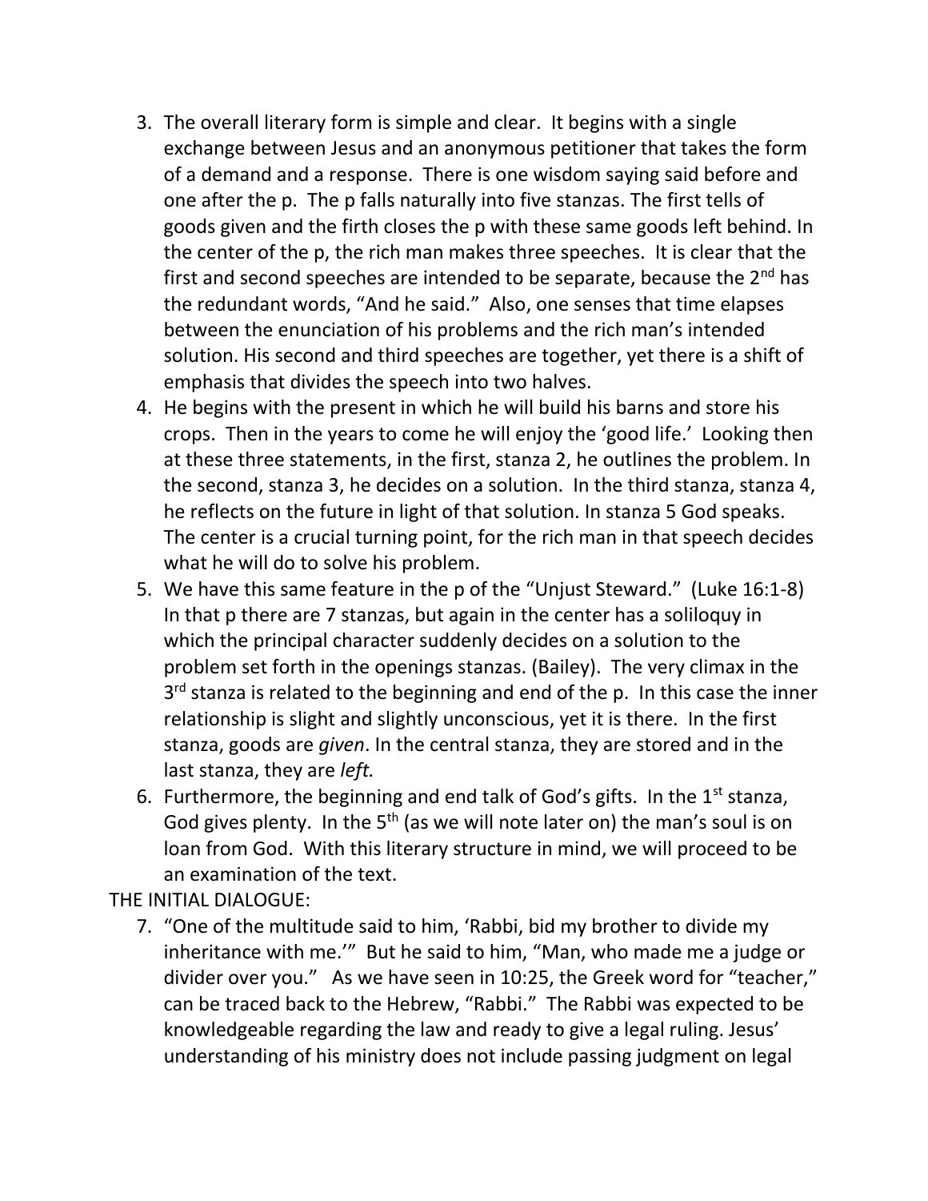3. The overall literary form is simple and clear. It begins with a single exchange between Jesus and an anonymous petitioner that takes the form of a demand and a response. There is one wisdom saying said before and one after the p. The p falls naturally into five stanzas. The first tells of goods given and the firth closes the p with these same goods left behind. In the center of the p, the rich man makes three speeches. It is clear that the first and second speeches are intended to be separate, because the 2nd has the redundant words, "And he said." Also, one senses that time elapses between the enunciation of his problems and the rich man's intended solution. His second and third speeches are together, yet there is a shift of emphasis that divides the speech into two halves.
4. He begins with the present in which he will build his barns and store his crops. Then in the years to come he will enjoy the 'good life.' Looking then at these three statements, in the first, stanza 2, he outlines the problem. In the second, stanza 3, he decides on a solution. In the third stanza, stanza 4, he reflects on the future in light of that solution. In stanza 5 God speaks. The center is a crucial turning point, for the rich man in that speech decides what he will do to solve his problem.
5. We have this same feature in the p of the "Unjust Steward." (Luke 16:1-8) In that p there are 7 stanzas, but again in the center has a soliloquy in which the principal character suddenly decides on a solution to the problem set forth in the openings stanzas. (Bailey). The very climax in the 3rd stanza is related to the beginning and end of the p. In this case the inner relationship is slight and slightly unconscious, yet it is there. In the first stanza, goods are *given*. In the central stanza, they are stored and in the last stanza, they are *left.*
6. Furthermore, the beginning and end talk of God's gifts. In the 1st stanza, God gives plenty. In the 5th (as we will note later on) the man's soul is on loan from God. With this literary structure in mind, we will proceed to be an examination of the text.

THE INITIAL DIALOGUE:

7. "One of the multitude said to him, 'Rabbi, bid my brother to divide my inheritance with me.'" But he said to him, "Man, who made me a judge or divider over you." As we have seen in 10:25, the Greek word for "teacher," can be traced back to the Hebrew, "Rabbi." The Rabbi was expected to be knowledgeable regarding the law and ready to give a legal ruling. Jesus' understanding of his ministry does not include passing judgment on legal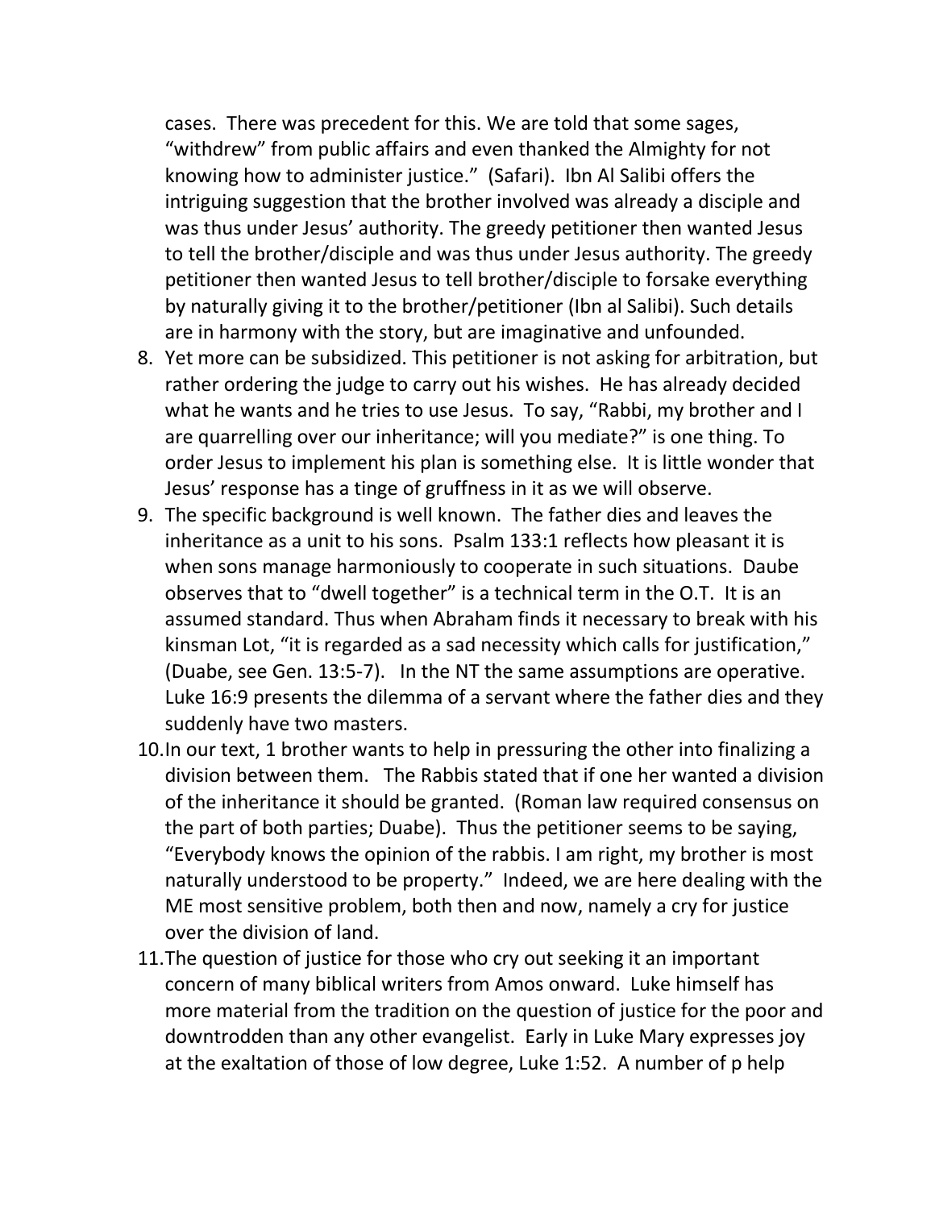cases. There was precedent for this. We are told that some sages, "withdrew" from public affairs and even thanked the Almighty for not knowing how to administer justice." (Safari). Ibn Al Salibi offers the intriguing suggestion that the brother involved was already a disciple and was thus under Jesus' authority. The greedy petitioner then wanted Jesus to tell the brother/disciple and was thus under Jesus authority. The greedy petitioner then wanted Jesus to tell brother/disciple to forsake everything by naturally giving it to the brother/petitioner (Ibn al Salibi). Such details are in harmony with the story, but are imaginative and unfounded.

8. Yet more can be subsidized. This petitioner is not asking for arbitration, but rather ordering the judge to carry out his wishes. He has already decided what he wants and he tries to use Jesus. To say, "Rabbi, my brother and I are quarrelling over our inheritance; will you mediate?" is one thing. To order Jesus to implement his plan is something else. It is little wonder that Jesus' response has a tinge of gruffness in it as we will observe.
9. The specific background is well known. The father dies and leaves the inheritance as a unit to his sons. Psalm 133:1 reflects how pleasant it is when sons manage harmoniously to cooperate in such situations. Daube observes that to "dwell together" is a technical term in the O.T. It is an assumed standard. Thus when Abraham finds it necessary to break with his kinsman Lot, "it is regarded as a sad necessity which calls for justification," (Duabe, see Gen. 13:5-7). In the NT the same assumptions are operative. Luke 16:9 presents the dilemma of a servant where the father dies and they suddenly have two masters.
10. In our text, 1 brother wants to help in pressuring the other into finalizing a division between them. The Rabbis stated that if one her wanted a division of the inheritance it should be granted. (Roman law required consensus on the part of both parties; Duabe). Thus the petitioner seems to be saying, "Everybody knows the opinion of the rabbis. I am right, my brother is most naturally understood to be property." Indeed, we are here dealing with the ME most sensitive problem, both then and now, namely a cry for justice over the division of land.
11. The question of justice for those who cry out seeking it an important concern of many biblical writers from Amos onward. Luke himself has more material from the tradition on the question of justice for the poor and downtrodden than any other evangelist. Early in Luke Mary expresses joy at the exaltation of those of low degree, Luke 1:52. A number of p help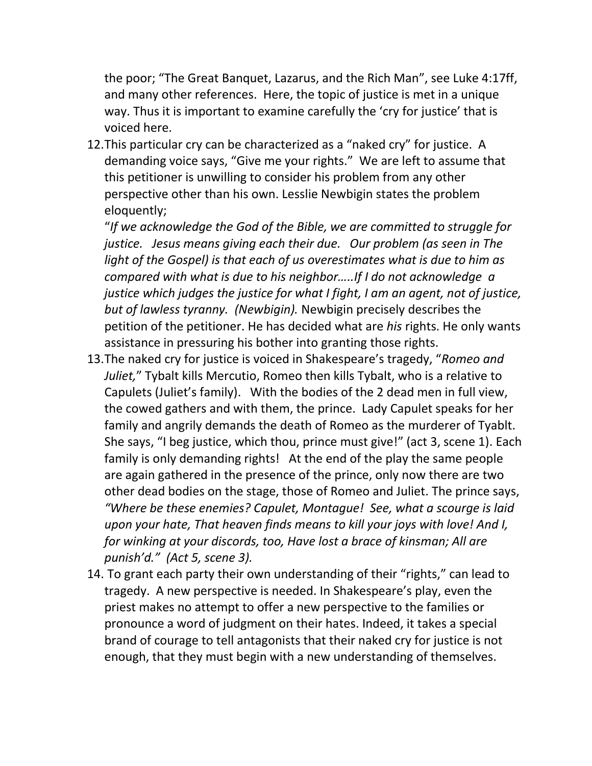the poor; "The Great Banquet, Lazarus, and the Rich Man", see Luke 4:17ff, and many other references. Here, the topic of justice is met in a unique way. Thus it is important to examine carefully the 'cry for justice' that is voiced here.

12. This particular cry can be characterized as a "naked cry" for justice. A demanding voice says, "Give me your rights." We are left to assume that this petitioner is unwilling to consider his problem from any other perspective other than his own. Lesslie Newbigin states the problem eloquently;

   "*If we acknowledge the God of the Bible, we are committed to struggle for justice. Jesus means giving each their due. Our problem (as seen in The light of the Gospel) is that each of us overestimates what is due to him as compared with what is due to his neighbor.....If I do not acknowledge a justice which judges the justice for what I fight, I am an agent, not of justice, but of lawless tyranny. (Newbigin).* Newbigin precisely describes the petition of the petitioner. He has decided what are *his* rights. He only wants assistance in pressuring his bother into granting those rights.

13. The naked cry for justice is voiced in Shakespeare's tragedy, "*Romeo and Juliet,*" Tybalt kills Mercutio, Romeo then kills Tybalt, who is a relative to Capulets (Juliet's family). With the bodies of the 2 dead men in full view, the cowed gathers and with them, the prince. Lady Capulet speaks for her family and angrily demands the death of Romeo as the murderer of Tyablt. She says, "I beg justice, which thou, prince must give!" (act 3, scene 1). Each family is only demanding rights! At the end of the play the same people are again gathered in the presence of the prince, only now there are two other dead bodies on the stage, those of Romeo and Juliet. The prince says, *"Where be these enemies? Capulet, Montague! See, what a scourge is laid upon your hate, That heaven finds means to kill your joys with love! And I, for winking at your discords, too, Have lost a brace of kinsman; All are punish'd." (Act 5, scene 3).*

14. To grant each party their own understanding of their "rights," can lead to tragedy. A new perspective is needed. In Shakespeare's play, even the priest makes no attempt to offer a new perspective to the families or pronounce a word of judgment on their hates. Indeed, it takes a special brand of courage to tell antagonists that their naked cry for justice is not enough, that they must begin with a new understanding of themselves.